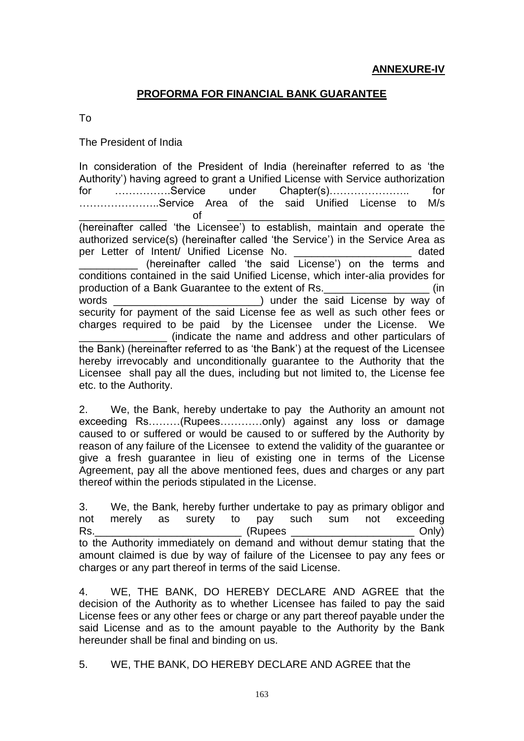**ANNEXURE-IV**

## PROFORMA FOR FINANCIAL BANK GUARANTEE

To

The President of India

In consideration of the President of India (hereinafter referred to as 'the Authority') having agreed to grant a Unified License with Service authorization for …………….Service under Chapter(s)………………….. for …………………..Service Area of the said Unified License to M/s _______________ of ____________________________________ (hereinafter called 'the Licensee') to establish, maintain and operate the authorized service(s) (hereinafter called 'the Service') in the Service Area as per Letter of Intent/ Unified License No. ____________________ dated __________ (hereinafter called 'the said License') on the terms and conditions contained in the said Unified License, which inter-alia provides for production of a Bank Guarantee to the extent of Rs.__________________ (in words _________________________) under the said License by way of security for payment of the said License fee as well as such other fees or charges required to be paid by the Licensee under the License. We _______________ (indicate the name and address and other particulars of the Bank) (hereinafter referred to as 'the Bank') at the request of the Licensee hereby irrevocably and unconditionally guarantee to the Authority that the Licensee shall pay all the dues, including but not limited to, the License fee etc. to the Authority.

2. We, the Bank, hereby undertake to pay the Authority an amount not exceeding Rs………(Rupees…………only) against any loss or damage caused to or suffered or would be caused to or suffered by the Authority by reason of any failure of the Licensee to extend the validity of the guarantee or give a fresh guarantee in lieu of existing one in terms of the License Agreement, pay all the above mentioned fees, dues and charges or any part thereof within the periods stipulated in the License.

3. We, the Bank, hereby further undertake to pay as primary obligor and not merely as surety to pay such sum not exceeding Rs.__________________________ (Rupees _____________________ Only) to the Authority immediately on demand and without demur stating that the amount claimed is due by way of failure of the Licensee to pay any fees or charges or any part thereof in terms of the said License.

4. WE, THE BANK, DO HEREBY DECLARE AND AGREE that the decision of the Authority as to whether Licensee has failed to pay the said License fees or any other fees or charge or any part thereof payable under the said License and as to the amount payable to the Authority by the Bank hereunder shall be final and binding on us.

5. WE, THE BANK, DO HEREBY DECLARE AND AGREE that the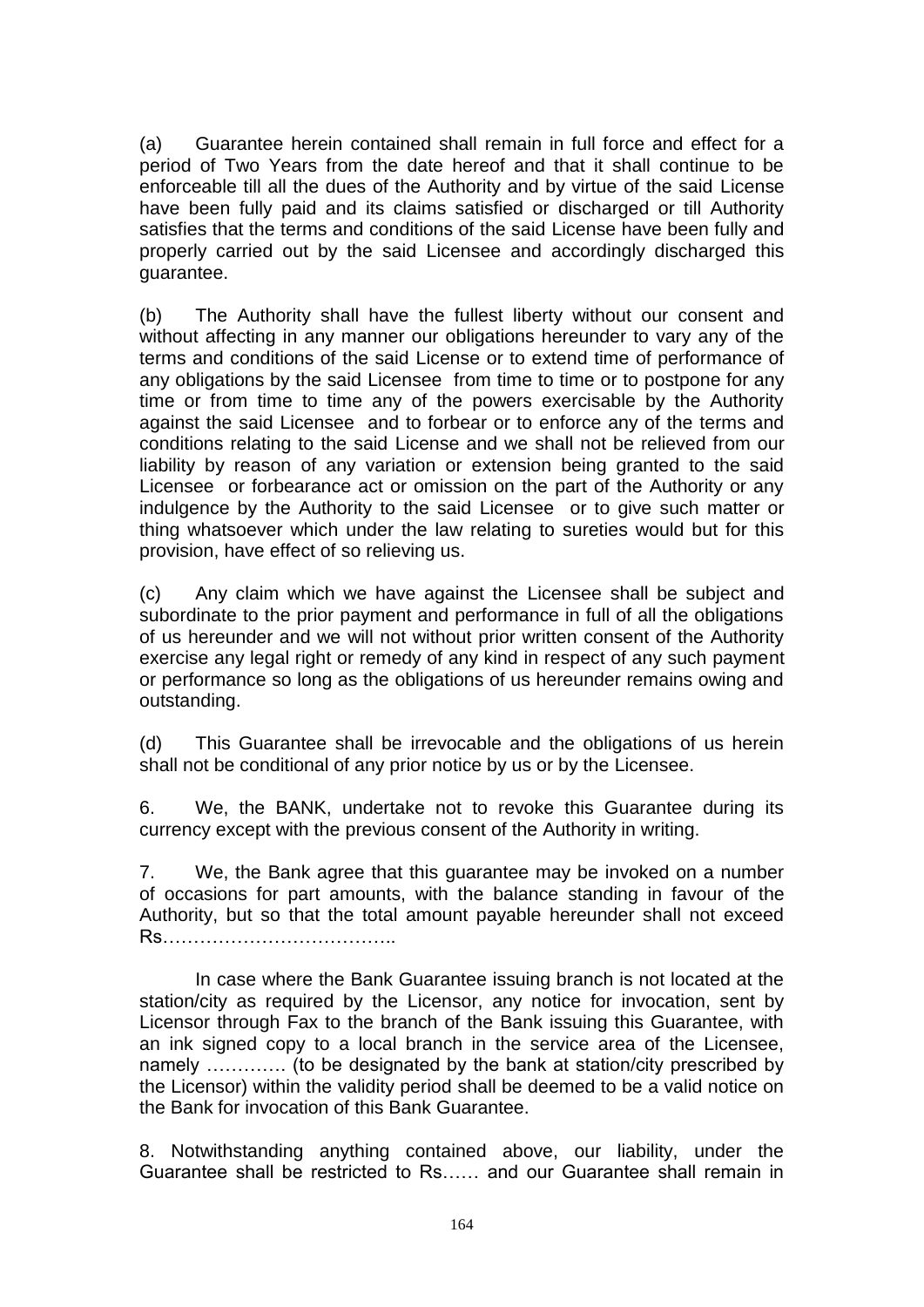(a) Guarantee herein contained shall remain in full force and effect for a period of Two Years from the date hereof and that it shall continue to be enforceable till all the dues of the Authority and by virtue of the said License have been fully paid and its claims satisfied or discharged or till Authority satisfies that the terms and conditions of the said License have been fully and properly carried out by the said Licensee and accordingly discharged this guarantee.

(b) The Authority shall have the fullest liberty without our consent and without affecting in any manner our obligations hereunder to vary any of the terms and conditions of the said License or to extend time of performance of any obligations by the said Licensee from time to time or to postpone for any time or from time to time any of the powers exercisable by the Authority against the said Licensee and to forbear or to enforce any of the terms and conditions relating to the said License and we shall not be relieved from our liability by reason of any variation or extension being granted to the said Licensee or forbearance act or omission on the part of the Authority or any indulgence by the Authority to the said Licensee or to give such matter or thing whatsoever which under the law relating to sureties would but for this provision, have effect of so relieving us.

(c) Any claim which we have against the Licensee shall be subject and subordinate to the prior payment and performance in full of all the obligations of us hereunder and we will not without prior written consent of the Authority exercise any legal right or remedy of any kind in respect of any such payment or performance so long as the obligations of us hereunder remains owing and outstanding.

(d) This Guarantee shall be irrevocable and the obligations of us herein shall not be conditional of any prior notice by us or by the Licensee.

6. We, the BANK, undertake not to revoke this Guarantee during its currency except with the previous consent of the Authority in writing.

7. We, the Bank agree that this guarantee may be invoked on a number of occasions for part amounts, with the balance standing in favour of the Authority, but so that the total amount payable hereunder shall not exceed Rs………………………………..

In case where the Bank Guarantee issuing branch is not located at the station/city as required by the Licensor, any notice for invocation, sent by Licensor through Fax to the branch of the Bank issuing this Guarantee, with an ink signed copy to a local branch in the service area of the Licensee, namely …………. (to be designated by the bank at station/city prescribed by the Licensor) within the validity period shall be deemed to be a valid notice on the Bank for invocation of this Bank Guarantee.

8. Notwithstanding anything contained above, our liability, under the Guarantee shall be restricted to Rs…… and our Guarantee shall remain in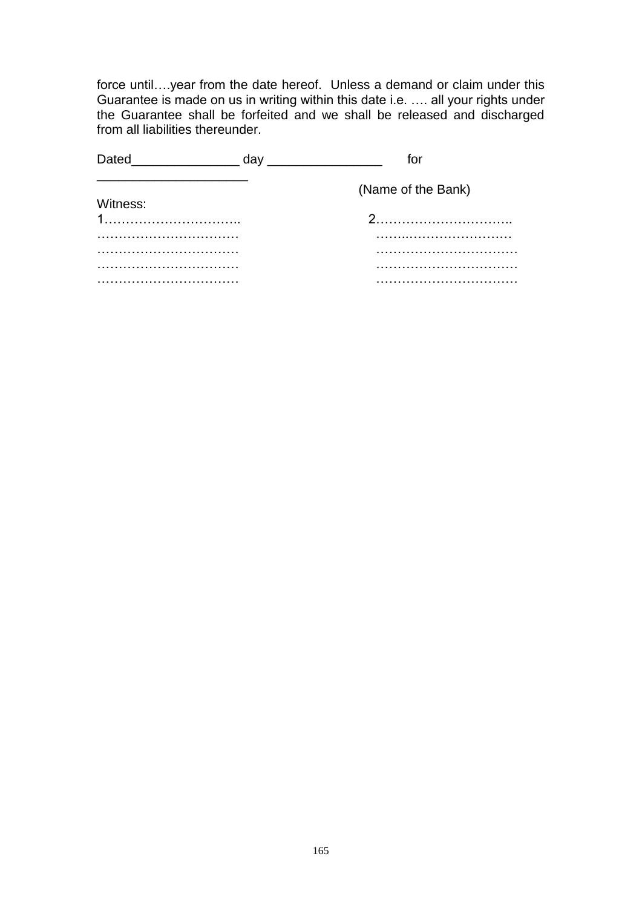force until….year from the date hereof. Unless a demand or claim under this Guarantee is made on us in writing within this date i.e. …. all your rights under the Guarantee shall be forfeited and we shall be released and discharged from all liabilities thereunder.

Dated_______________ day ________________ for ____________________

(Name of the Bank)

Witness:

| | |
|---|---|
| 1………………………….. | 2………………………….. |
| …………………………… | ……..……………………… |
| …………………………… | …………………………… |
| …………………………… | …………………………… |
| …………………………… | …………………………… |